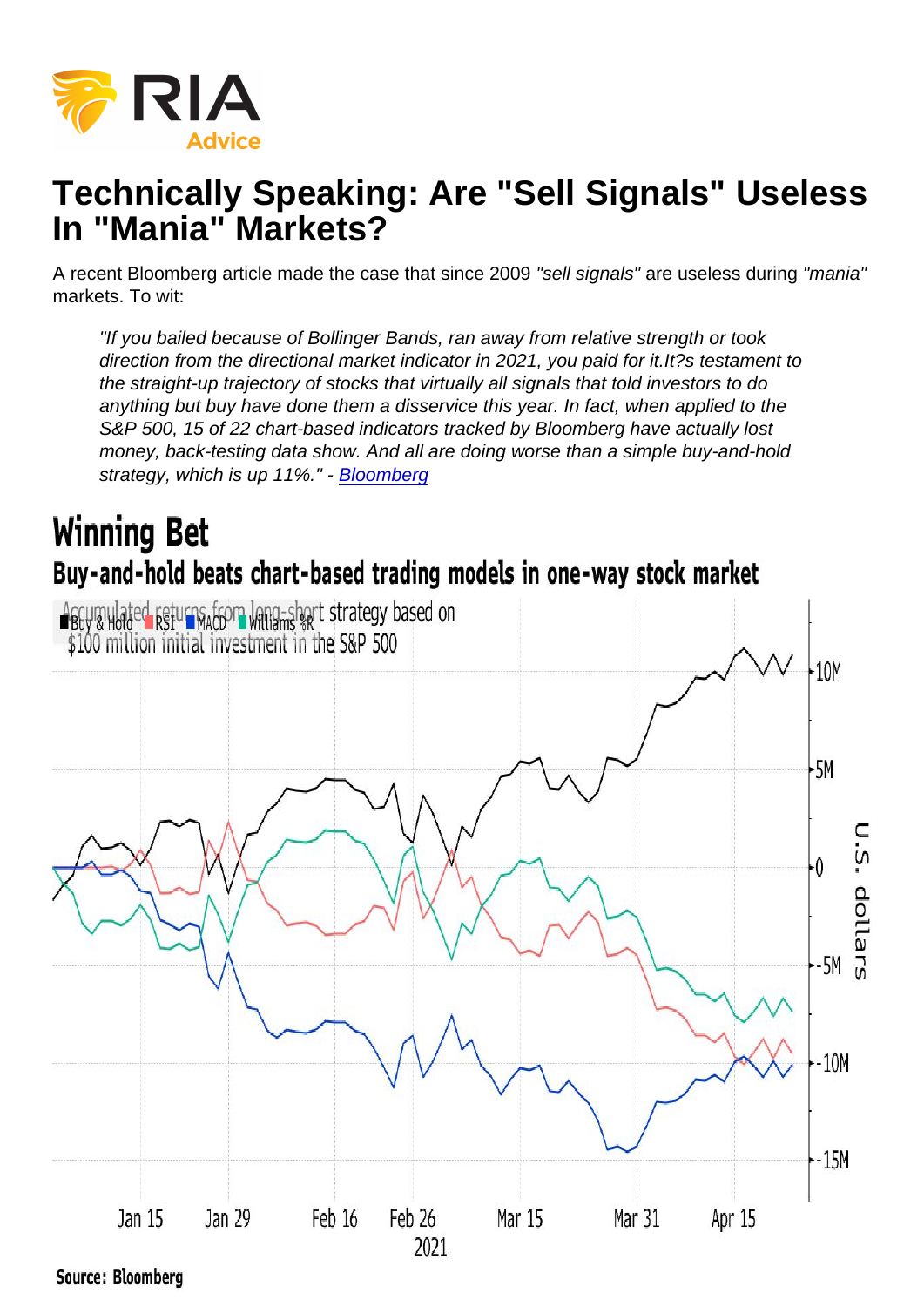# Technically Speaking: Are "Sell Signals" Useless In "Mania" Markets?

A recent Bloomberg article made the case that since 2009 *"sell signals"* are useless during *"mania"* markets. To wit:

> *"If you bailed because of Bollinger Bands, ran away from relative strength or took direction from the directional market indicator in 2021, you paid for it.It?s testament to the straight-up trajectory of stocks that virtually all signals that told investors to do anything but buy have done them a disservice this year. In fact, when applied to the S&P 500, 15 of 22 chart-based indicators tracked by Bloomberg have actually lost money, back-testing data show. And all are doing worse than a simple buy-and-hold strategy, which is up 11%."* - [Bloomberg]

**Winning Bet**

**Buy-and-hold beats chart-based trading models in one-way stock market**

Accumulated returns from long-short strategy based on $100 million initial investment in the S&P 500

Source: Bloomberg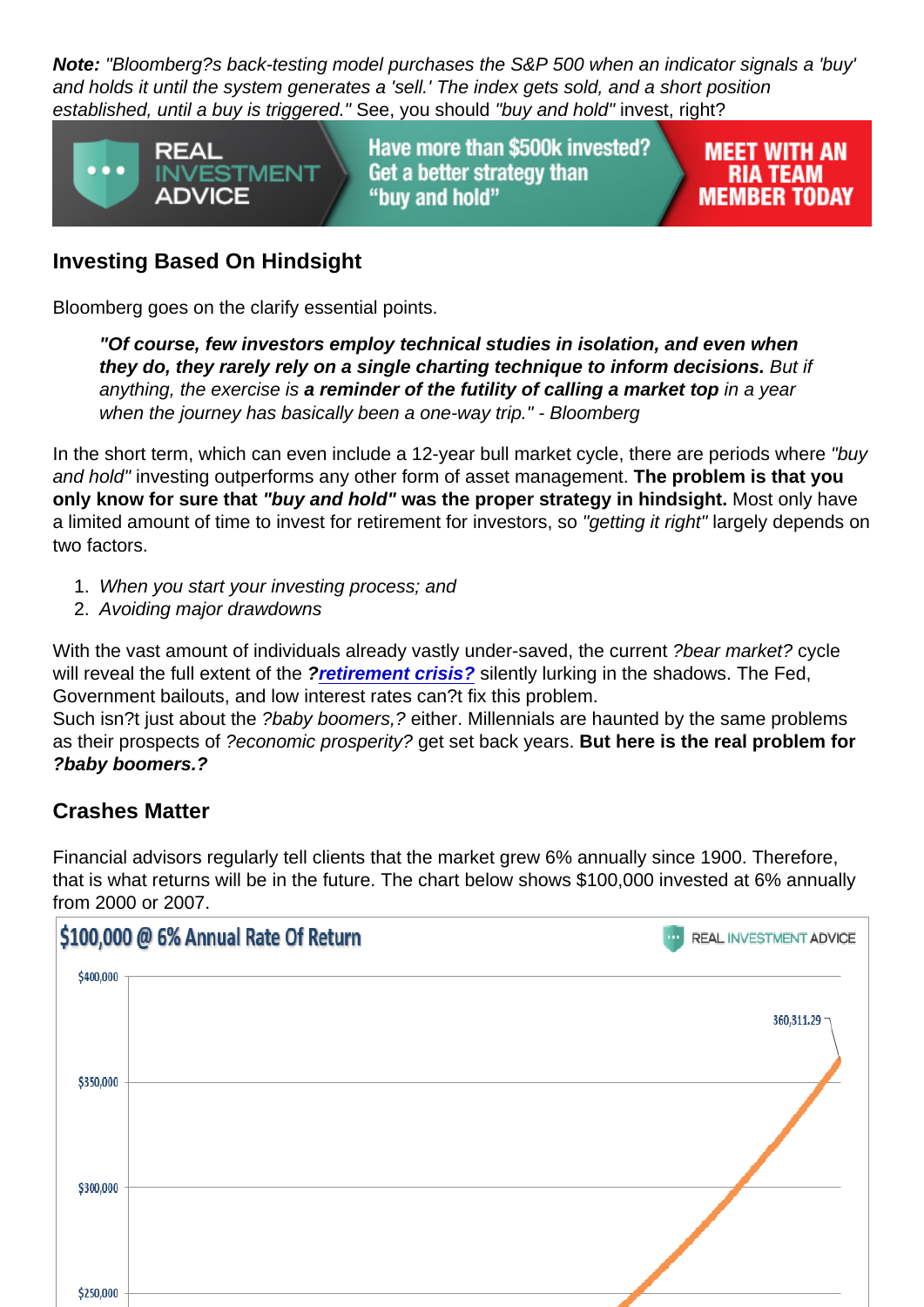**Note:** *"Bloomberg?s back-testing model purchases the S&P 500 when an indicator signals a 'buy' and holds it until the system generates a 'sell.' The index gets sold, and a short position established, until a buy is triggered."* See, you should *"buy and hold"* invest, right?

REAL INVESTMENT ADVICE — Have more than $500k invested? Get a better strategy than "buy and hold" — MEET WITH AN RIA TEAM MEMBER TODAY

## Investing Based On Hindsight

Bloomberg goes on the clarify essential points.

> ***"Of course, few investors employ technical studies in isolation, and even when they do, they rarely rely on a single charting technique to inform decisions.*** *But if anything, the exercise is* ***a reminder of the futility of calling a market top*** *in a year when the journey has basically been a one-way trip." - Bloomberg*

In the short term, which can even include a 12-year bull market cycle, there are periods where *"buy and hold"* investing outperforms any other form of asset management. **The problem is that you only know for sure that *"buy and hold"* was the proper strategy in hindsight.** Most only have a limited amount of time to invest for retirement for investors, so *"getting it right"* largely depends on two factors.

1. *When you start your investing process; and*
2. *Avoiding major drawdowns*

With the vast amount of individuals already vastly under-saved, the current *?bear market?* cycle will reveal the full extent of the ***?[retirement crisis?](#)*** silently lurking in the shadows. The Fed, Government bailouts, and low interest rates can?t fix this problem.
Such isn?t just about the *?baby boomers,?* either. Millennials are haunted by the same problems as their prospects of *?economic prosperity?* get set back years. **But here is the real problem for *?baby boomers.?***

## Crashes Matter

Financial advisors regularly tell clients that the market grew 6% annually since 1900. Therefore, that is what returns will be in the future. The chart below shows $100,000 invested at 6% annually from 2000 or 2007.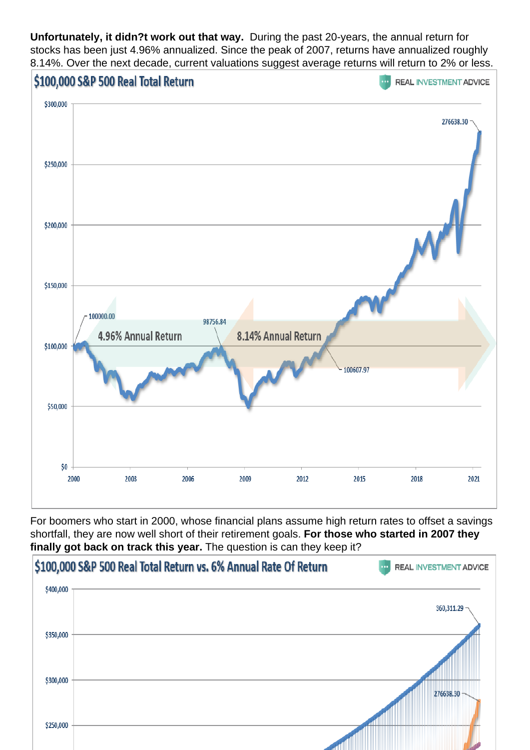**Unfortunately, it didn?t work out that way.** During the past 20-years, the annual return for stocks has been just 4.96% annualized. Since the peak of 2007, returns have annualized roughly 8.14%. Over the next decade, current valuations suggest average returns will return to 2% or less.

For boomers who start in 2000, whose financial plans assume high return rates to offset a savings shortfall, they are now well short of their retirement goals. **For those who started in 2007 they finally got back on track this year.** The question is can they keep it?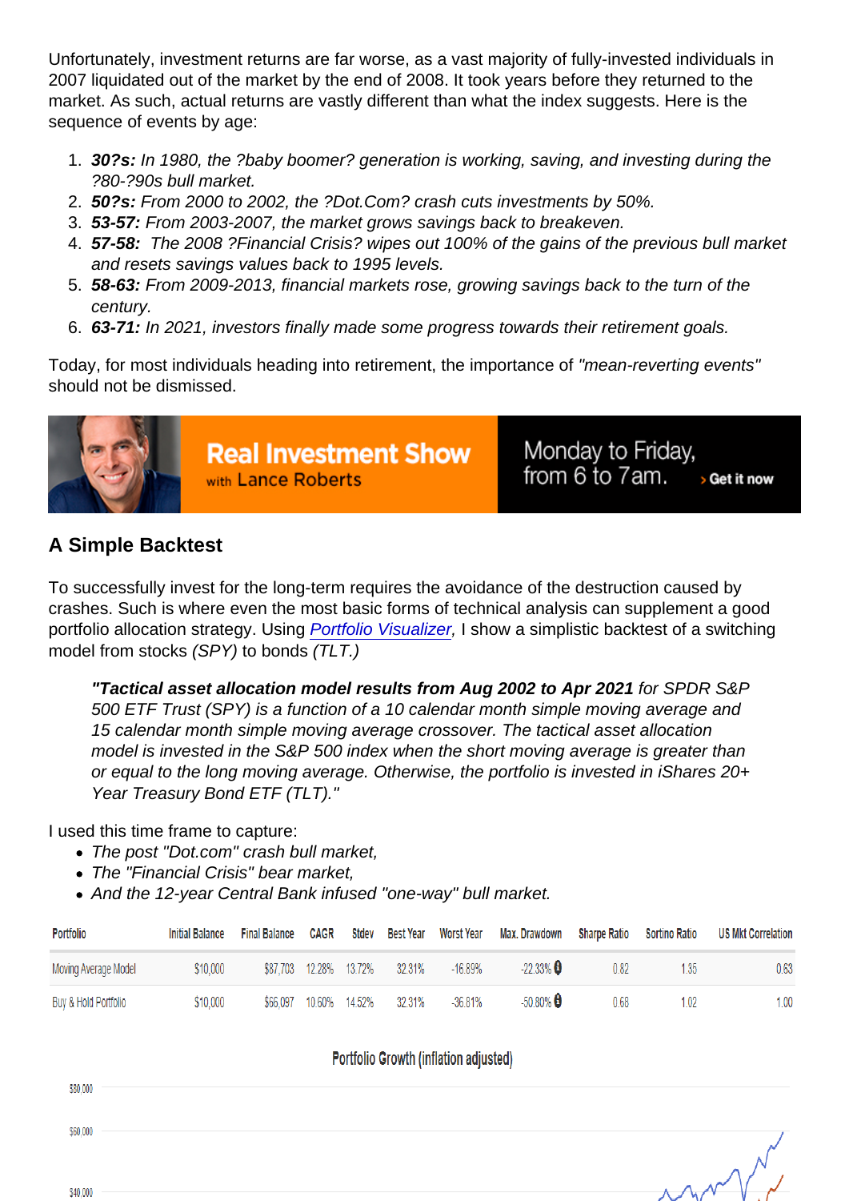Unfortunately, investment returns are far worse, as a vast majority of fully-invested individuals in 2007 liquidated out of the market by the end of 2008. It took years before they returned to the market. As such, actual returns are vastly different than what the index suggests. Here is the sequence of events by age:

1. ***30?s:*** *In 1980, the ?baby boomer? generation is working, saving, and investing during the ?80-?90s bull market.*
2. ***50?s:*** *From 2000 to 2002, the ?Dot.Com? crash cuts investments by 50%.*
3. ***53-57:*** *From 2003-2007, the market grows savings back to breakeven.*
4. ***57-58:*** *The 2008 ?Financial Crisis? wipes out 100% of the gains of the previous bull market and resets savings values back to 1995 levels.*
5. ***58-63:*** *From 2009-2013, financial markets rose, growing savings back to the turn of the century.*
6. ***63-71:*** *In 2021, investors finally made some progress towards their retirement goals.*

Today, for most individuals heading into retirement, the importance of *"mean-reverting events"* should not be dismissed.

Real Investment Show with Lance Roberts — Monday to Friday, from 6 to 7am. › Get it now

## A Simple Backtest

To successfully invest for the long-term requires the avoidance of the destruction caused by crashes. Such is where even the most basic forms of technical analysis can supplement a good portfolio allocation strategy. Using *Portfolio Visualizer*, I show a simplistic backtest of a switching model from stocks *(SPY)* to bonds *(TLT.)*

> ***"Tactical asset allocation model results from Aug 2002 to Apr 2021*** *for SPDR S&P 500 ETF Trust (SPY) is a function of a 10 calendar month simple moving average and 15 calendar month simple moving average crossover. The tactical asset allocation model is invested in the S&P 500 index when the short moving average is greater than or equal to the long moving average. Otherwise, the portfolio is invested in iShares 20+ Year Treasury Bond ETF (TLT)."*

I used this time frame to capture:

- *The post "Dot.com" crash bull market,*
- *The "Financial Crisis" bear market,*
- *And the 12-year Central Bank infused "one-way" bull market.*

| Portfolio | Initial Balance | Final Balance | CAGR | Stdev | Best Year | Worst Year | Max. Drawdown | Sharpe Ratio | Sortino Ratio | US Mkt Correlation |
|---|---|---|---|---|---|---|---|---|---|---|
| Moving Average Model | $10,000 | $87,703 | 12.28% | 13.72% | 32.31% | -16.89% | -22.33% | 0.82 | 1.35 | 0.63 |
| Buy & Hold Portfolio | $10,000 | $66,097 | 10.60% | 14.52% | 32.31% | -36.81% | -50.80% | 0.68 | 1.02 | 1.00 |

Portfolio Growth (inflation adjusted)

$80,000
$60,000
$40,000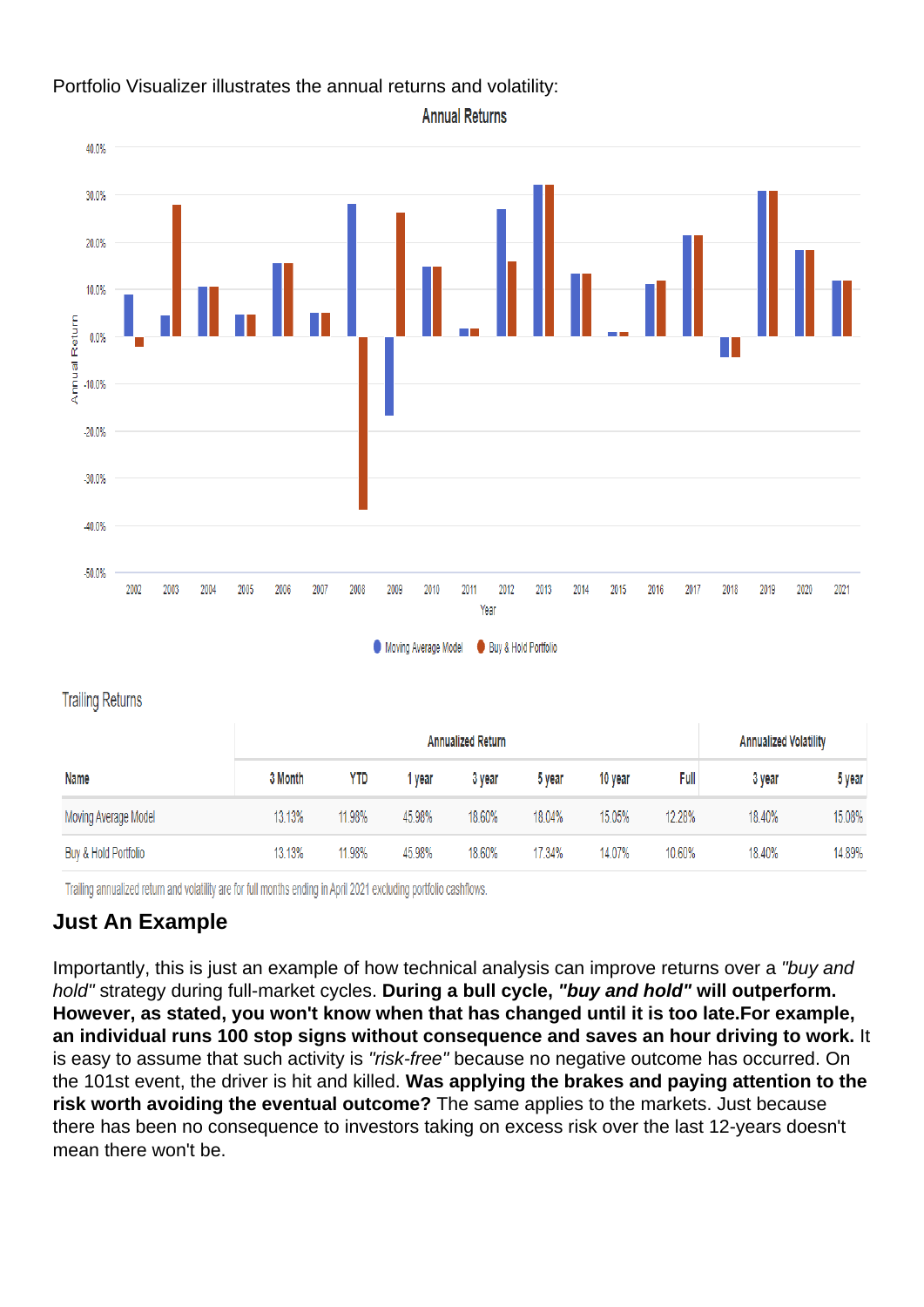Portfolio Visualizer illustrates the annual returns and volatility:

**Annual Returns**

**Trailing Returns**

| | Annualized Return | | | | | | | Annualized Volatility | |
|---|---|---|---|---|---|---|---|---|---|
| Name | 3 Month | YTD | 1 year | 3 year | 5 year | 10 year | Full | 3 year | 5 year |
| Moving Average Model | 13.13% | 11.98% | 45.98% | 18.60% | 18.04% | 15.05% | 12.28% | 18.40% | 15.08% |
| Buy & Hold Portfolio | 13.13% | 11.98% | 45.98% | 18.60% | 17.34% | 14.07% | 10.60% | 18.40% | 14.89% |

Trailing annualized return and volatility are for full months ending in April 2021 excluding portfolio cashflows.

## Just An Example

Importantly, this is just an example of how technical analysis can improve returns over a *"buy and hold"* strategy during full-market cycles. **During a bull cycle, *"buy and hold"* will outperform. However, as stated, you won't know when that has changed until it is too late.For example, an individual runs 100 stop signs without consequence and saves an hour driving to work.** It is easy to assume that such activity is *"risk-free"* because no negative outcome has occurred. On the 101st event, the driver is hit and killed. **Was applying the brakes and paying attention to the risk worth avoiding the eventual outcome?** The same applies to the markets. Just because there has been no consequence to investors taking on excess risk over the last 12-years doesn't mean there won't be.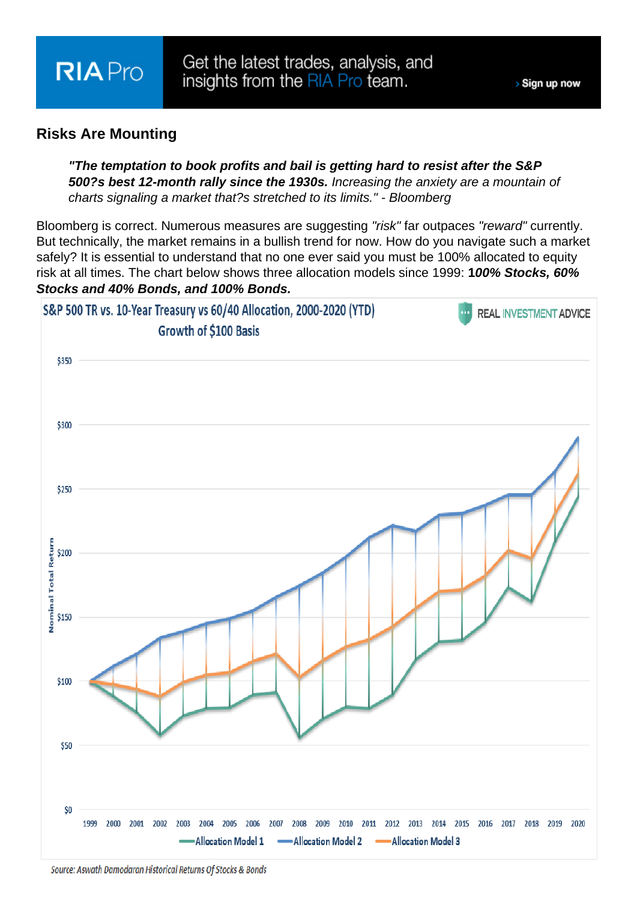RIA Pro — Get the latest trades, analysis, and insights from the RIA Pro team. › Sign up now

## Risks Are Mounting

> ***"The temptation to book profits and bail is getting hard to resist after the S&P 500?s best 12-month rally since the 1930s.*** *Increasing the anxiety are a mountain of charts signaling a market that?s stretched to its limits." - Bloomberg*

Bloomberg is correct. Numerous measures are suggesting *"risk"* far outpaces *"reward"* currently. But technically, the market remains in a bullish trend for now. How do you navigate such a market safely? It is essential to understand that no one ever said you must be 100% allocated to equity risk at all times. The chart below shows three allocation models since 1999: ***100% Stocks, 60% Stocks and 40% Bonds, and 100% Bonds.***

S&P 500 TR vs. 10-Year Treasury vs 60/40 Allocation, 2000-2020 (YTD)
Growth of $100 Basis

Source: Aswath Damodaran Historical Returns Of Stocks & Bonds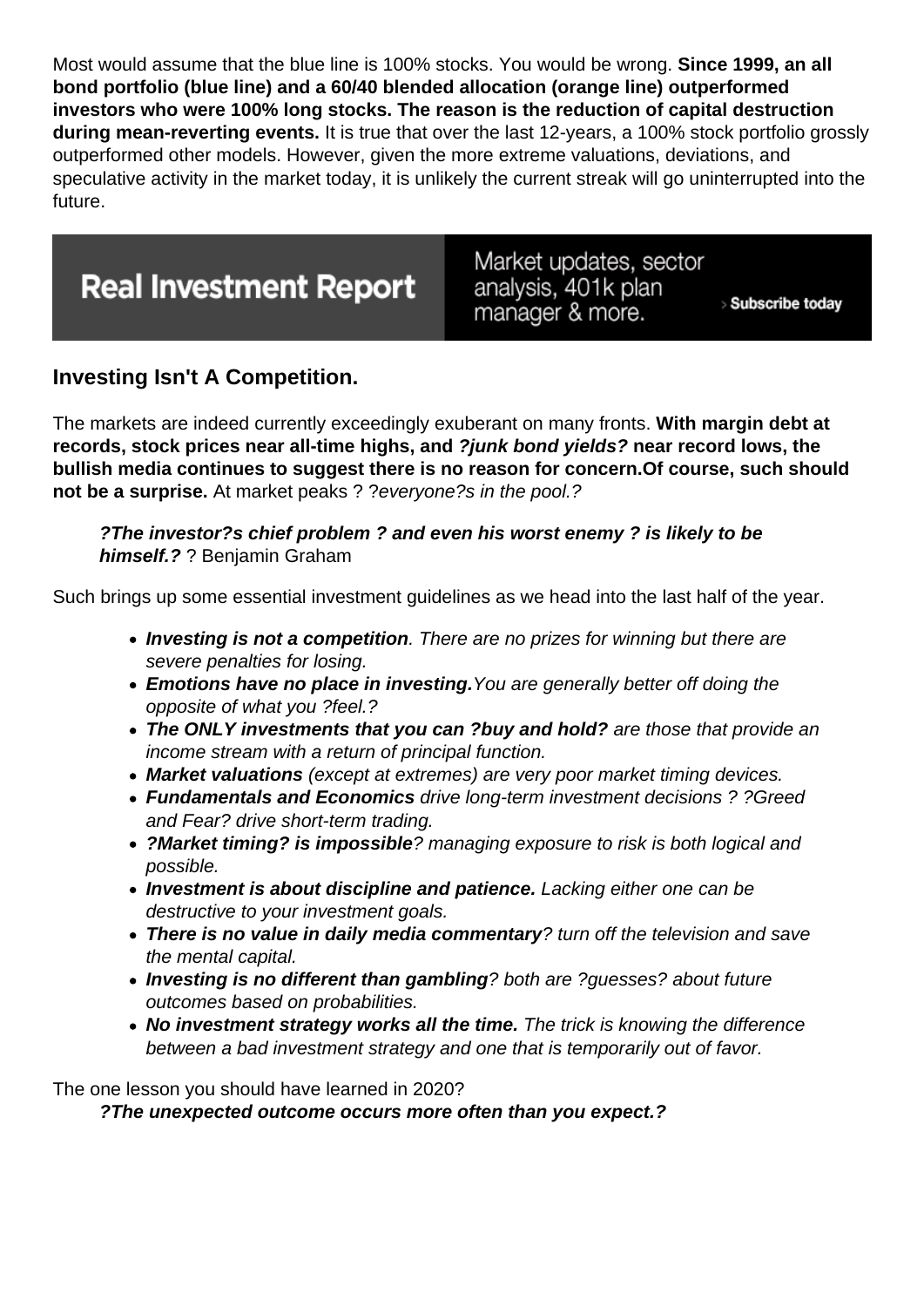Most would assume that the blue line is 100% stocks. You would be wrong. **Since 1999, an all bond portfolio (blue line) and a 60/40 blended allocation (orange line) outperformed investors who were 100% long stocks. The reason is the reduction of capital destruction during mean-reverting events.** It is true that over the last 12-years, a 100% stock portfolio grossly outperformed other models. However, given the more extreme valuations, deviations, and speculative activity in the market today, it is unlikely the current streak will go uninterrupted into the future.

**Real Investment Report** Market updates, sector analysis, 401k plan manager & more. › Subscribe today

## Investing Isn't A Competition.

The markets are indeed currently exceedingly exuberant on many fronts. **With margin debt at records, stock prices near all-time highs, and *?junk bond yields?* near record lows, the bullish media continues to suggest there is no reason for concern.Of course, such should not be a surprise.** At market peaks ? ?*everyone?s in the pool.?*

> ***?The investor?s chief problem ? and even his worst enemy ? is likely to be himself.?*** ? Benjamin Graham

Such brings up some essential investment guidelines as we head into the last half of the year.

- ***Investing is not a competition****. There are no prizes for winning but there are severe penalties for losing.*
- ***Emotions have no place in investing.****You are generally better off doing the opposite of what you ?feel.?*
- ***The ONLY investments that you can ?buy and hold?*** *are those that provide an income stream with a return of principal function.*
- ***Market valuations*** *(except at extremes) are very poor market timing devices.*
- ***Fundamentals and Economics*** *drive long-term investment decisions ? ?Greed and Fear? drive short-term trading.*
- ***?Market timing? is impossible****? managing exposure to risk is both logical and possible.*
- ***Investment is about discipline and patience.*** *Lacking either one can be destructive to your investment goals.*
- ***There is no value in daily media commentary****? turn off the television and save the mental capital.*
- ***Investing is no different than gambling****? both are ?guesses? about future outcomes based on probabilities.*
- ***No investment strategy works all the time.*** *The trick is knowing the difference between a bad investment strategy and one that is temporarily out of favor.*

The one lesson you should have learned in 2020?

> ***?The unexpected outcome occurs more often than you expect.?***